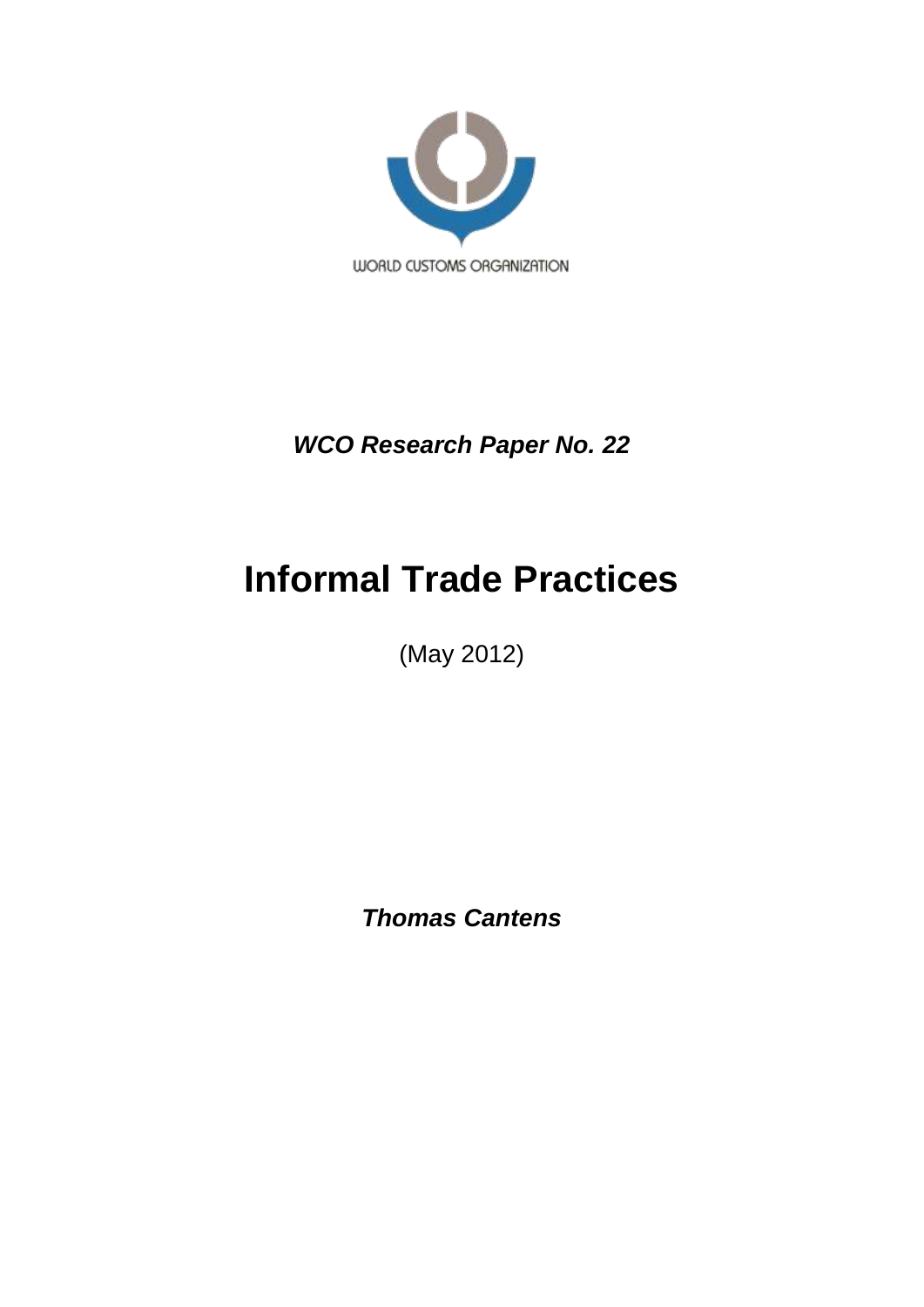WORLD CUSTOMS ORGANIZATION

***WCO Research Paper No. 22***

# Informal Trade Practices

(May 2012)

***Thomas Cantens***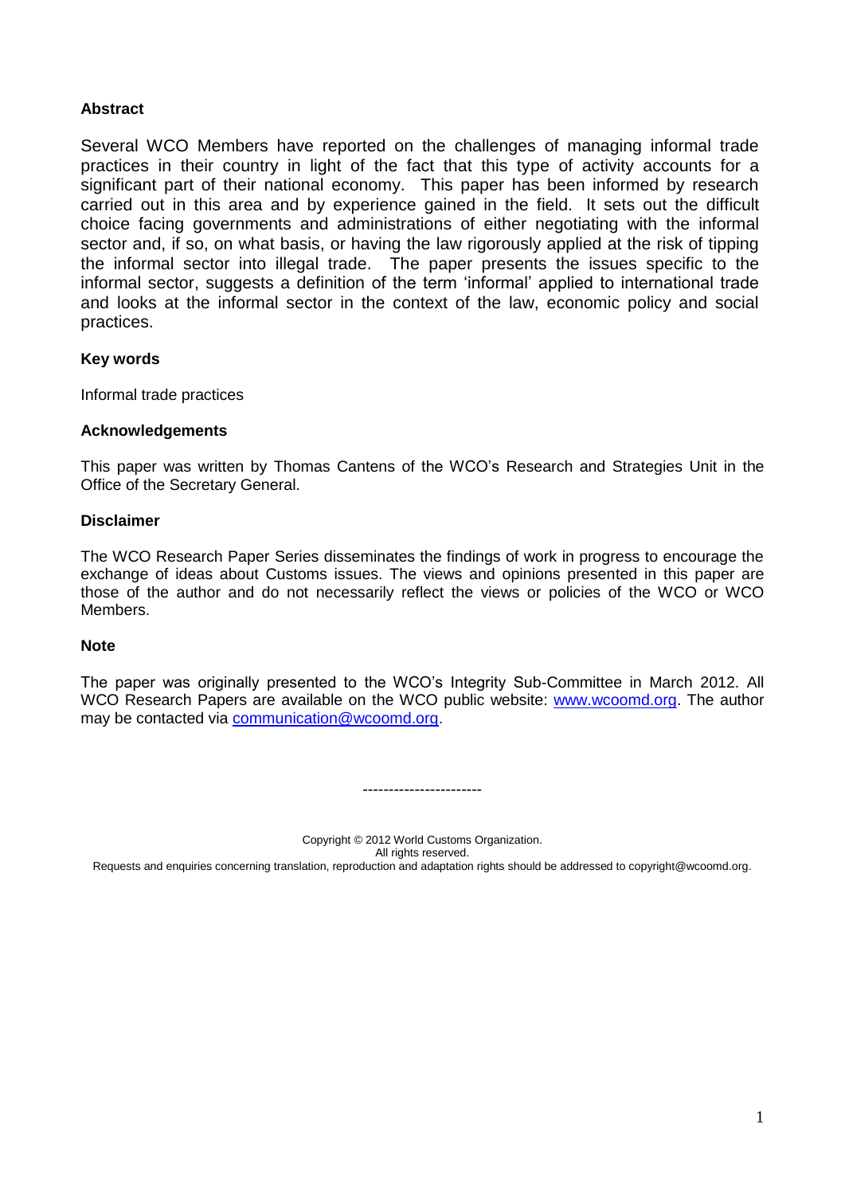### Abstract

Several WCO Members have reported on the challenges of managing informal trade practices in their country in light of the fact that this type of activity accounts for a significant part of their national economy. This paper has been informed by research carried out in this area and by experience gained in the field. It sets out the difficult choice facing governments and administrations of either negotiating with the informal sector and, if so, on what basis, or having the law rigorously applied at the risk of tipping the informal sector into illegal trade. The paper presents the issues specific to the informal sector, suggests a definition of the term 'informal' applied to international trade and looks at the informal sector in the context of the law, economic policy and social practices.

### Key words

Informal trade practices

### Acknowledgements

This paper was written by Thomas Cantens of the WCO's Research and Strategies Unit in the Office of the Secretary General.

### Disclaimer

The WCO Research Paper Series disseminates the findings of work in progress to encourage the exchange of ideas about Customs issues. The views and opinions presented in this paper are those of the author and do not necessarily reflect the views or policies of the WCO or WCO Members.

### Note

The paper was originally presented to the WCO's Integrity Sub-Committee in March 2012. All WCO Research Papers are available on the WCO public website: www.wcoomd.org. The author may be contacted via communication@wcoomd.org.

-----------------------

Copyright © 2012 World Customs Organization.
All rights reserved.
Requests and enquiries concerning translation, reproduction and adaptation rights should be addressed to copyright@wcoomd.org.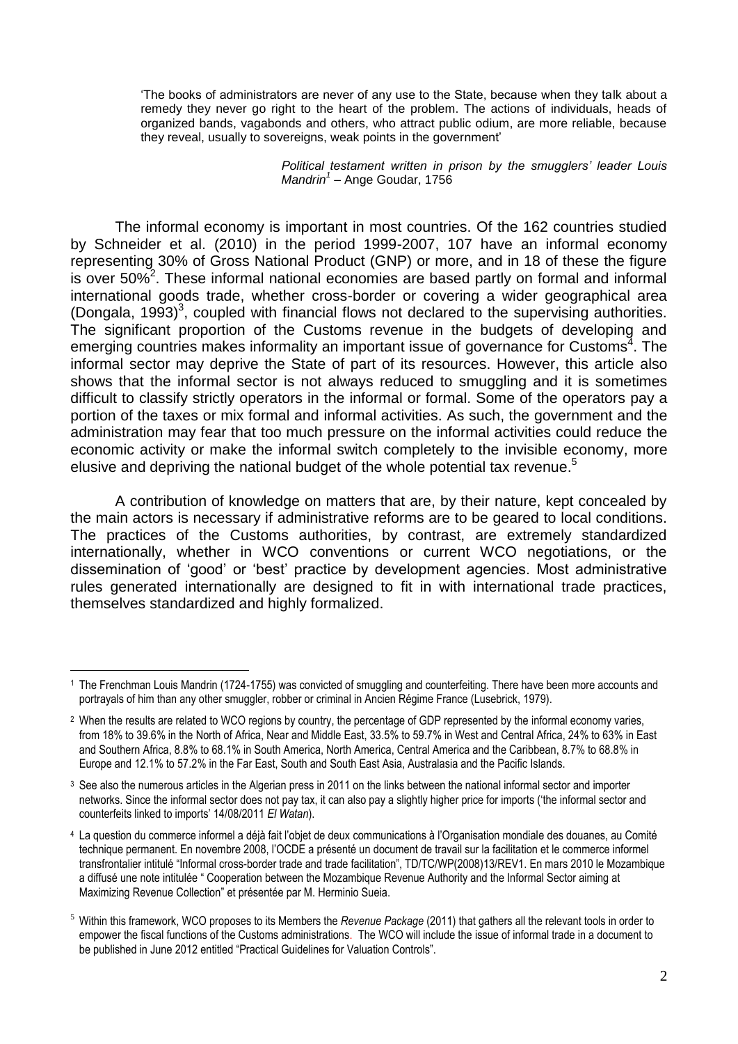> 'The books of administrators are never of any use to the State, because when they talk about a remedy they never go right to the heart of the problem. The actions of individuals, heads of organized bands, vagabonds and others, who attract public odium, are more reliable, because they reveal, usually to sovereigns, weak points in the government'
>
> *Political testament written in prison by the smugglers' leader Louis Mandrin[1]* – Ange Goudar, 1756

The informal economy is important in most countries. Of the 162 countries studied by Schneider et al. (2010) in the period 1999-2007, 107 have an informal economy representing 30% of Gross National Product (GNP) or more, and in 18 of these the figure is over 50%[2]. These informal national economies are based partly on formal and informal international goods trade, whether cross-border or covering a wider geographical area (Dongala, 1993)[3], coupled with financial flows not declared to the supervising authorities. The significant proportion of the Customs revenue in the budgets of developing and emerging countries makes informality an important issue of governance for Customs[4]. The informal sector may deprive the State of part of its resources. However, this article also shows that the informal sector is not always reduced to smuggling and it is sometimes difficult to classify strictly operators in the informal or formal. Some of the operators pay a portion of the taxes or mix formal and informal activities. As such, the government and the administration may fear that too much pressure on the informal activities could reduce the economic activity or make the informal switch completely to the invisible economy, more elusive and depriving the national budget of the whole potential tax revenue.[5]

A contribution of knowledge on matters that are, by their nature, kept concealed by the main actors is necessary if administrative reforms are to be geared to local conditions. The practices of the Customs authorities, by contrast, are extremely standardized internationally, whether in WCO conventions or current WCO negotiations, or the dissemination of 'good' or 'best' practice by development agencies. Most administrative rules generated internationally are designed to fit in with international trade practices, themselves standardized and highly formalized.

---

[1] The Frenchman Louis Mandrin (1724-1755) was convicted of smuggling and counterfeiting. There have been more accounts and portrayals of him than any other smuggler, robber or criminal in Ancien Régime France (Lusebrick, 1979).

[2] When the results are related to WCO regions by country, the percentage of GDP represented by the informal economy varies, from 18% to 39.6% in the North of Africa, Near and Middle East, 33.5% to 59.7% in West and Central Africa, 24% to 63% in East and Southern Africa, 8.8% to 68.1% in South America, North America, Central America and the Caribbean, 8.7% to 68.8% in Europe and 12.1% to 57.2% in the Far East, South and South East Asia, Australasia and the Pacific Islands.

[3] See also the numerous articles in the Algerian press in 2011 on the links between the national informal sector and importer networks. Since the informal sector does not pay tax, it can also pay a slightly higher price for imports ('the informal sector and counterfeits linked to imports' 14/08/2011 *El Watan*).

[4] La question du commerce informel a déjà fait l'objet de deux communications à l'Organisation mondiale des douanes, au Comité technique permanent. En novembre 2008, l'OCDE a présenté un document de travail sur la facilitation et le commerce informel transfrontalier intitulé "Informal cross-border trade and trade facilitation", TD/TC/WP(2008)13/REV1. En mars 2010 le Mozambique a diffusé une note intitulée " Cooperation between the Mozambique Revenue Authority and the Informal Sector aiming at Maximizing Revenue Collection" et présentée par M. Herminio Sueia.

[5] Within this framework, WCO proposes to its Members the *Revenue Package* (2011) that gathers all the relevant tools in order to empower the fiscal functions of the Customs administrations. The WCO will include the issue of informal trade in a document to be published in June 2012 entitled "Practical Guidelines for Valuation Controls".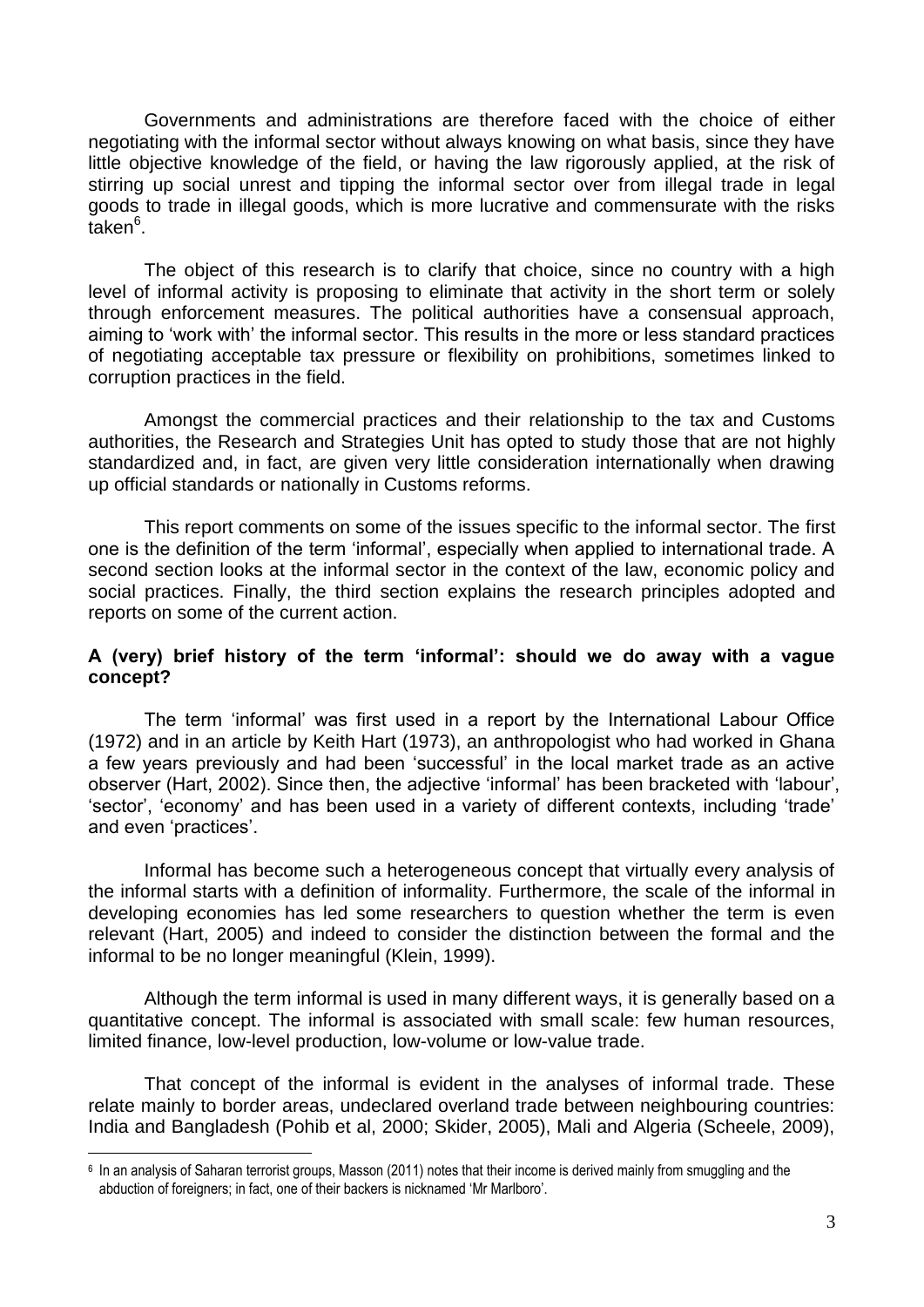Governments and administrations are therefore faced with the choice of either negotiating with the informal sector without always knowing on what basis, since they have little objective knowledge of the field, or having the law rigorously applied, at the risk of stirring up social unrest and tipping the informal sector over from illegal trade in legal goods to trade in illegal goods, which is more lucrative and commensurate with the risks taken[6].

The object of this research is to clarify that choice, since no country with a high level of informal activity is proposing to eliminate that activity in the short term or solely through enforcement measures. The political authorities have a consensual approach, aiming to 'work with' the informal sector. This results in the more or less standard practices of negotiating acceptable tax pressure or flexibility on prohibitions, sometimes linked to corruption practices in the field.

Amongst the commercial practices and their relationship to the tax and Customs authorities, the Research and Strategies Unit has opted to study those that are not highly standardized and, in fact, are given very little consideration internationally when drawing up official standards or nationally in Customs reforms.

This report comments on some of the issues specific to the informal sector. The first one is the definition of the term 'informal', especially when applied to international trade. A second section looks at the informal sector in the context of the law, economic policy and social practices. Finally, the third section explains the research principles adopted and reports on some of the current action.

**A (very) brief history of the term 'informal': should we do away with a vague concept?**

The term 'informal' was first used in a report by the International Labour Office (1972) and in an article by Keith Hart (1973), an anthropologist who had worked in Ghana a few years previously and had been 'successful' in the local market trade as an active observer (Hart, 2002). Since then, the adjective 'informal' has been bracketed with 'labour', 'sector', 'economy' and has been used in a variety of different contexts, including 'trade' and even 'practices'.

Informal has become such a heterogeneous concept that virtually every analysis of the informal starts with a definition of informality. Furthermore, the scale of the informal in developing economies has led some researchers to question whether the term is even relevant (Hart, 2005) and indeed to consider the distinction between the formal and the informal to be no longer meaningful (Klein, 1999).

Although the term informal is used in many different ways, it is generally based on a quantitative concept. The informal is associated with small scale: few human resources, limited finance, low-level production, low-volume or low-value trade.

That concept of the informal is evident in the analyses of informal trade. These relate mainly to border areas, undeclared overland trade between neighbouring countries: India and Bangladesh (Pohib et al, 2000; Skider, 2005), Mali and Algeria (Scheele, 2009),

---

[6] In an analysis of Saharan terrorist groups, Masson (2011) notes that their income is derived mainly from smuggling and the abduction of foreigners; in fact, one of their backers is nicknamed 'Mr Marlboro'.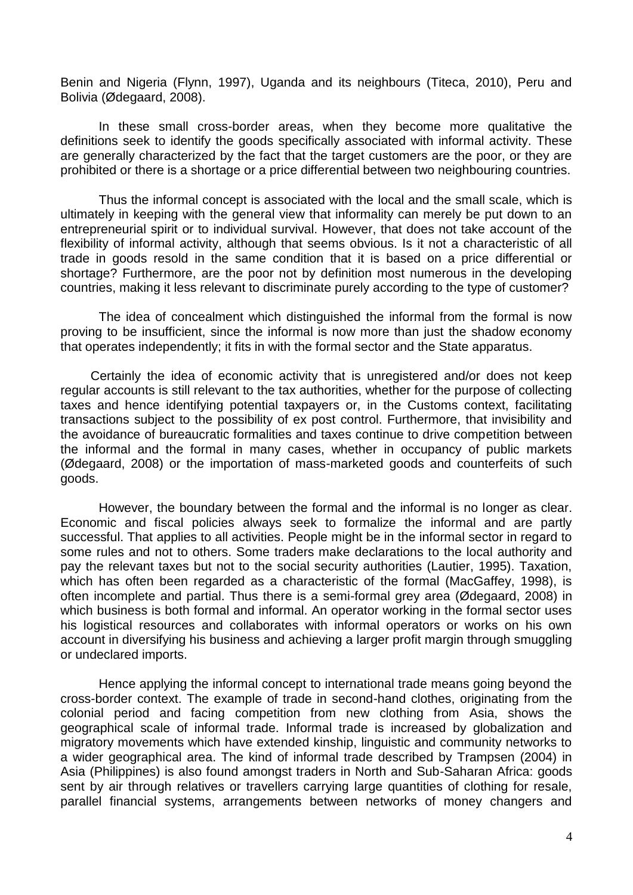Benin and Nigeria (Flynn, 1997), Uganda and its neighbours (Titeca, 2010), Peru and Bolivia (Ødegaard, 2008).

In these small cross-border areas, when they become more qualitative the definitions seek to identify the goods specifically associated with informal activity. These are generally characterized by the fact that the target customers are the poor, or they are prohibited or there is a shortage or a price differential between two neighbouring countries.

Thus the informal concept is associated with the local and the small scale, which is ultimately in keeping with the general view that informality can merely be put down to an entrepreneurial spirit or to individual survival. However, that does not take account of the flexibility of informal activity, although that seems obvious. Is it not a characteristic of all trade in goods resold in the same condition that it is based on a price differential or shortage? Furthermore, are the poor not by definition most numerous in the developing countries, making it less relevant to discriminate purely according to the type of customer?

The idea of concealment which distinguished the informal from the formal is now proving to be insufficient, since the informal is now more than just the shadow economy that operates independently; it fits in with the formal sector and the State apparatus.

Certainly the idea of economic activity that is unregistered and/or does not keep regular accounts is still relevant to the tax authorities, whether for the purpose of collecting taxes and hence identifying potential taxpayers or, in the Customs context, facilitating transactions subject to the possibility of ex post control. Furthermore, that invisibility and the avoidance of bureaucratic formalities and taxes continue to drive competition between the informal and the formal in many cases, whether in occupancy of public markets (Ødegaard, 2008) or the importation of mass-marketed goods and counterfeits of such goods.

However, the boundary between the formal and the informal is no longer as clear. Economic and fiscal policies always seek to formalize the informal and are partly successful. That applies to all activities. People might be in the informal sector in regard to some rules and not to others. Some traders make declarations to the local authority and pay the relevant taxes but not to the social security authorities (Lautier, 1995). Taxation, which has often been regarded as a characteristic of the formal (MacGaffey, 1998), is often incomplete and partial. Thus there is a semi-formal grey area (Ødegaard, 2008) in which business is both formal and informal. An operator working in the formal sector uses his logistical resources and collaborates with informal operators or works on his own account in diversifying his business and achieving a larger profit margin through smuggling or undeclared imports.

Hence applying the informal concept to international trade means going beyond the cross-border context. The example of trade in second-hand clothes, originating from the colonial period and facing competition from new clothing from Asia, shows the geographical scale of informal trade. Informal trade is increased by globalization and migratory movements which have extended kinship, linguistic and community networks to a wider geographical area. The kind of informal trade described by Trampsen (2004) in Asia (Philippines) is also found amongst traders in North and Sub-Saharan Africa: goods sent by air through relatives or travellers carrying large quantities of clothing for resale, parallel financial systems, arrangements between networks of money changers and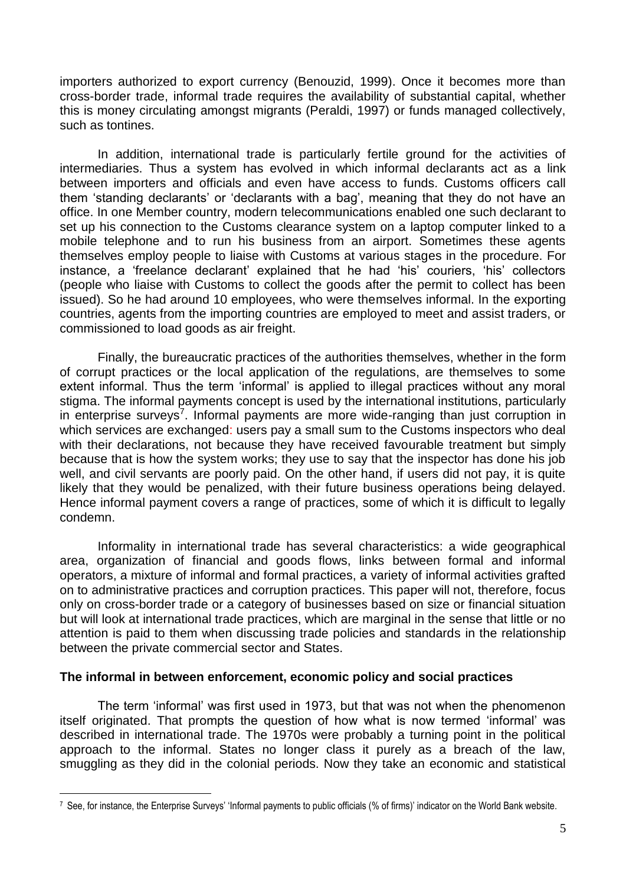importers authorized to export currency (Benouzid, 1999). Once it becomes more than cross-border trade, informal trade requires the availability of substantial capital, whether this is money circulating amongst migrants (Peraldi, 1997) or funds managed collectively, such as tontines.

In addition, international trade is particularly fertile ground for the activities of intermediaries. Thus a system has evolved in which informal declarants act as a link between importers and officials and even have access to funds. Customs officers call them 'standing declarants' or 'declarants with a bag', meaning that they do not have an office. In one Member country, modern telecommunications enabled one such declarant to set up his connection to the Customs clearance system on a laptop computer linked to a mobile telephone and to run his business from an airport. Sometimes these agents themselves employ people to liaise with Customs at various stages in the procedure. For instance, a 'freelance declarant' explained that he had 'his' couriers, 'his' collectors (people who liaise with Customs to collect the goods after the permit to collect has been issued). So he had around 10 employees, who were themselves informal. In the exporting countries, agents from the importing countries are employed to meet and assist traders, or commissioned to load goods as air freight.

Finally, the bureaucratic practices of the authorities themselves, whether in the form of corrupt practices or the local application of the regulations, are themselves to some extent informal. Thus the term 'informal' is applied to illegal practices without any moral stigma. The informal payments concept is used by the international institutions, particularly in enterprise surveys[7]. Informal payments are more wide-ranging than just corruption in which services are exchanged: users pay a small sum to the Customs inspectors who deal with their declarations, not because they have received favourable treatment but simply because that is how the system works; they use to say that the inspector has done his job well, and civil servants are poorly paid. On the other hand, if users did not pay, it is quite likely that they would be penalized, with their future business operations being delayed. Hence informal payment covers a range of practices, some of which it is difficult to legally condemn.

Informality in international trade has several characteristics: a wide geographical area, organization of financial and goods flows, links between formal and informal operators, a mixture of informal and formal practices, a variety of informal activities grafted on to administrative practices and corruption practices. This paper will not, therefore, focus only on cross-border trade or a category of businesses based on size or financial situation but will look at international trade practices, which are marginal in the sense that little or no attention is paid to them when discussing trade policies and standards in the relationship between the private commercial sector and States.

**The informal in between enforcement, economic policy and social practices**

The term 'informal' was first used in 1973, but that was not when the phenomenon itself originated. That prompts the question of how what is now termed 'informal' was described in international trade. The 1970s were probably a turning point in the political approach to the informal. States no longer class it purely as a breach of the law, smuggling as they did in the colonial periods. Now they take an economic and statistical

---

[7] See, for instance, the Enterprise Surveys' 'Informal payments to public officials (% of firms)' indicator on the World Bank website.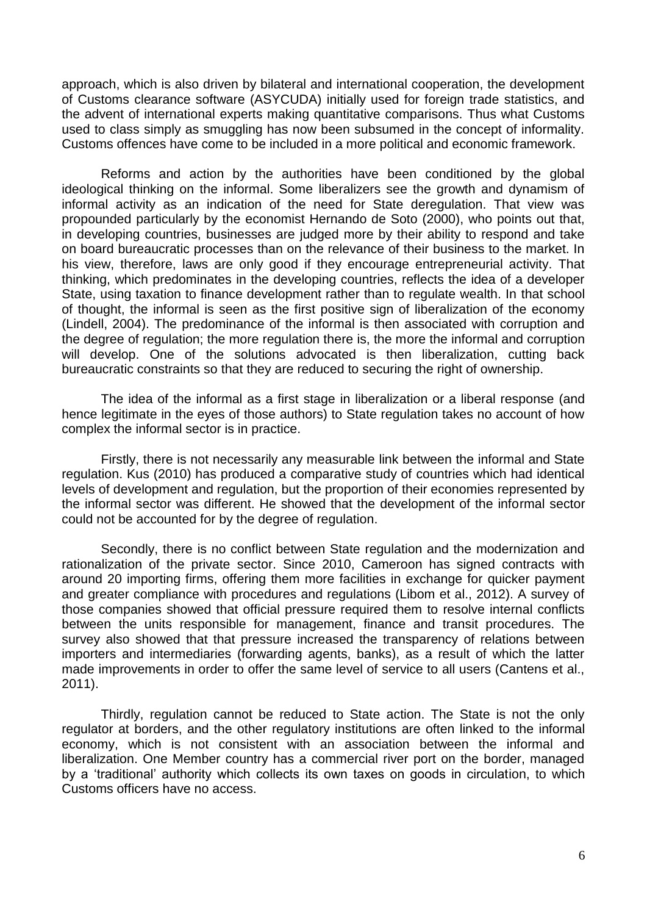approach, which is also driven by bilateral and international cooperation, the development of Customs clearance software (ASYCUDA) initially used for foreign trade statistics, and the advent of international experts making quantitative comparisons. Thus what Customs used to class simply as smuggling has now been subsumed in the concept of informality. Customs offences have come to be included in a more political and economic framework.

Reforms and action by the authorities have been conditioned by the global ideological thinking on the informal. Some liberalizers see the growth and dynamism of informal activity as an indication of the need for State deregulation. That view was propounded particularly by the economist Hernando de Soto (2000), who points out that, in developing countries, businesses are judged more by their ability to respond and take on board bureaucratic processes than on the relevance of their business to the market. In his view, therefore, laws are only good if they encourage entrepreneurial activity. That thinking, which predominates in the developing countries, reflects the idea of a developer State, using taxation to finance development rather than to regulate wealth. In that school of thought, the informal is seen as the first positive sign of liberalization of the economy (Lindell, 2004). The predominance of the informal is then associated with corruption and the degree of regulation; the more regulation there is, the more the informal and corruption will develop. One of the solutions advocated is then liberalization, cutting back bureaucratic constraints so that they are reduced to securing the right of ownership.

The idea of the informal as a first stage in liberalization or a liberal response (and hence legitimate in the eyes of those authors) to State regulation takes no account of how complex the informal sector is in practice.

Firstly, there is not necessarily any measurable link between the informal and State regulation. Kus (2010) has produced a comparative study of countries which had identical levels of development and regulation, but the proportion of their economies represented by the informal sector was different. He showed that the development of the informal sector could not be accounted for by the degree of regulation.

Secondly, there is no conflict between State regulation and the modernization and rationalization of the private sector. Since 2010, Cameroon has signed contracts with around 20 importing firms, offering them more facilities in exchange for quicker payment and greater compliance with procedures and regulations (Libom et al., 2012). A survey of those companies showed that official pressure required them to resolve internal conflicts between the units responsible for management, finance and transit procedures. The survey also showed that that pressure increased the transparency of relations between importers and intermediaries (forwarding agents, banks), as a result of which the latter made improvements in order to offer the same level of service to all users (Cantens et al., 2011).

Thirdly, regulation cannot be reduced to State action. The State is not the only regulator at borders, and the other regulatory institutions are often linked to the informal economy, which is not consistent with an association between the informal and liberalization. One Member country has a commercial river port on the border, managed by a 'traditional' authority which collects its own taxes on goods in circulation, to which Customs officers have no access.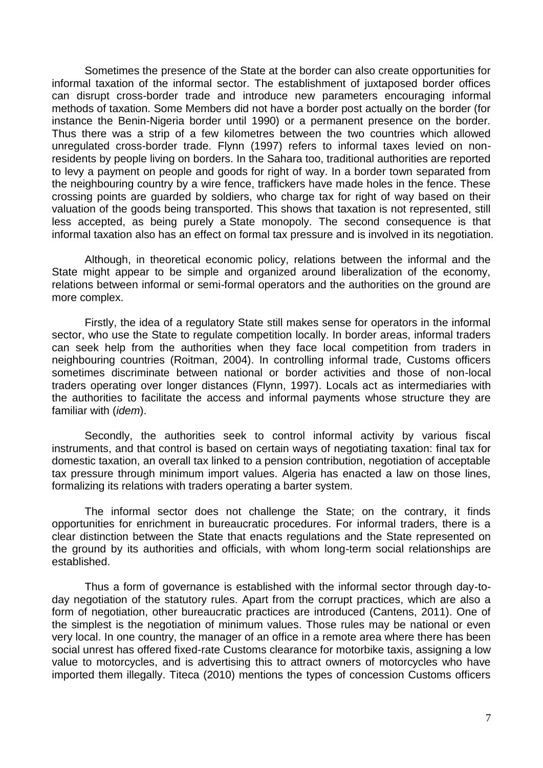Sometimes the presence of the State at the border can also create opportunities for informal taxation of the informal sector. The establishment of juxtaposed border offices can disrupt cross-border trade and introduce new parameters encouraging informal methods of taxation. Some Members did not have a border post actually on the border (for instance the Benin-Nigeria border until 1990) or a permanent presence on the border. Thus there was a strip of a few kilometres between the two countries which allowed unregulated cross-border trade. Flynn (1997) refers to informal taxes levied on non-residents by people living on borders. In the Sahara too, traditional authorities are reported to levy a payment on people and goods for right of way. In a border town separated from the neighbouring country by a wire fence, traffickers have made holes in the fence. These crossing points are guarded by soldiers, who charge tax for right of way based on their valuation of the goods being transported. This shows that taxation is not represented, still less accepted, as being purely a State monopoly. The second consequence is that informal taxation also has an effect on formal tax pressure and is involved in its negotiation.

Although, in theoretical economic policy, relations between the informal and the State might appear to be simple and organized around liberalization of the economy, relations between informal or semi-formal operators and the authorities on the ground are more complex.

Firstly, the idea of a regulatory State still makes sense for operators in the informal sector, who use the State to regulate competition locally. In border areas, informal traders can seek help from the authorities when they face local competition from traders in neighbouring countries (Roitman, 2004). In controlling informal trade, Customs officers sometimes discriminate between national or border activities and those of non-local traders operating over longer distances (Flynn, 1997). Locals act as intermediaries with the authorities to facilitate the access and informal payments whose structure they are familiar with (*idem*).

Secondly, the authorities seek to control informal activity by various fiscal instruments, and that control is based on certain ways of negotiating taxation: final tax for domestic taxation, an overall tax linked to a pension contribution, negotiation of acceptable tax pressure through minimum import values. Algeria has enacted a law on those lines, formalizing its relations with traders operating a barter system.

The informal sector does not challenge the State; on the contrary, it finds opportunities for enrichment in bureaucratic procedures. For informal traders, there is a clear distinction between the State that enacts regulations and the State represented on the ground by its authorities and officials, with whom long-term social relationships are established.

Thus a form of governance is established with the informal sector through day-to-day negotiation of the statutory rules. Apart from the corrupt practices, which are also a form of negotiation, other bureaucratic practices are introduced (Cantens, 2011). One of the simplest is the negotiation of minimum values. Those rules may be national or even very local. In one country, the manager of an office in a remote area where there has been social unrest has offered fixed-rate Customs clearance for motorbike taxis, assigning a low value to motorcycles, and is advertising this to attract owners of motorcycles who have imported them illegally. Titeca (2010) mentions the types of concession Customs officers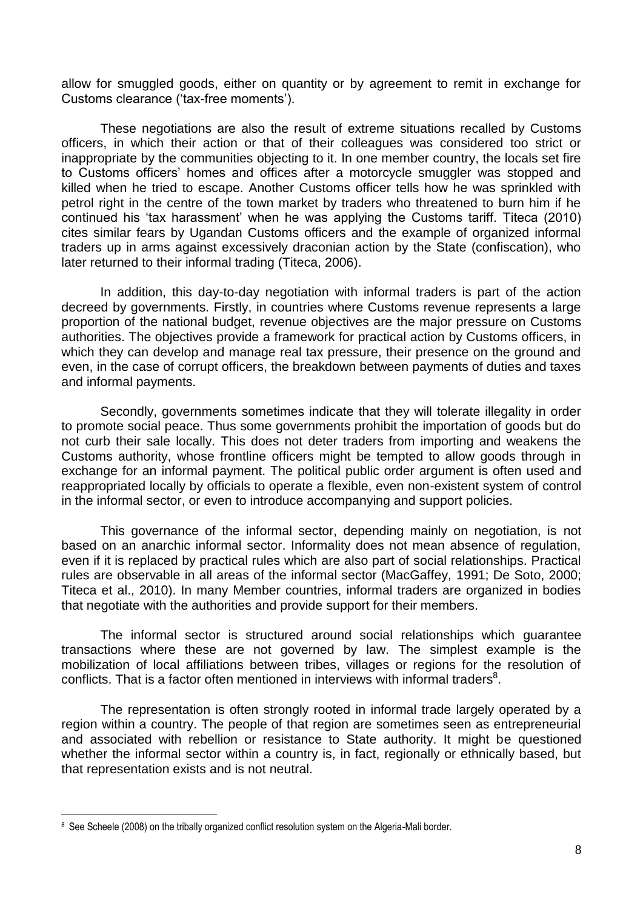allow for smuggled goods, either on quantity or by agreement to remit in exchange for Customs clearance ('tax-free moments').

These negotiations are also the result of extreme situations recalled by Customs officers, in which their action or that of their colleagues was considered too strict or inappropriate by the communities objecting to it. In one member country, the locals set fire to Customs officers' homes and offices after a motorcycle smuggler was stopped and killed when he tried to escape. Another Customs officer tells how he was sprinkled with petrol right in the centre of the town market by traders who threatened to burn him if he continued his 'tax harassment' when he was applying the Customs tariff. Titeca (2010) cites similar fears by Ugandan Customs officers and the example of organized informal traders up in arms against excessively draconian action by the State (confiscation), who later returned to their informal trading (Titeca, 2006).

In addition, this day-to-day negotiation with informal traders is part of the action decreed by governments. Firstly, in countries where Customs revenue represents a large proportion of the national budget, revenue objectives are the major pressure on Customs authorities. The objectives provide a framework for practical action by Customs officers, in which they can develop and manage real tax pressure, their presence on the ground and even, in the case of corrupt officers, the breakdown between payments of duties and taxes and informal payments.

Secondly, governments sometimes indicate that they will tolerate illegality in order to promote social peace. Thus some governments prohibit the importation of goods but do not curb their sale locally. This does not deter traders from importing and weakens the Customs authority, whose frontline officers might be tempted to allow goods through in exchange for an informal payment. The political public order argument is often used and reappropriated locally by officials to operate a flexible, even non-existent system of control in the informal sector, or even to introduce accompanying and support policies.

This governance of the informal sector, depending mainly on negotiation, is not based on an anarchic informal sector. Informality does not mean absence of regulation, even if it is replaced by practical rules which are also part of social relationships. Practical rules are observable in all areas of the informal sector (MacGaffey, 1991; De Soto, 2000; Titeca et al., 2010). In many Member countries, informal traders are organized in bodies that negotiate with the authorities and provide support for their members.

The informal sector is structured around social relationships which guarantee transactions where these are not governed by law. The simplest example is the mobilization of local affiliations between tribes, villages or regions for the resolution of conflicts. That is a factor often mentioned in interviews with informal traders[8].

The representation is often strongly rooted in informal trade largely operated by a region within a country. The people of that region are sometimes seen as entrepreneurial and associated with rebellion or resistance to State authority. It might be questioned whether the informal sector within a country is, in fact, regionally or ethnically based, but that representation exists and is not neutral.

[8] See Scheele (2008) on the tribally organized conflict resolution system on the Algeria-Mali border.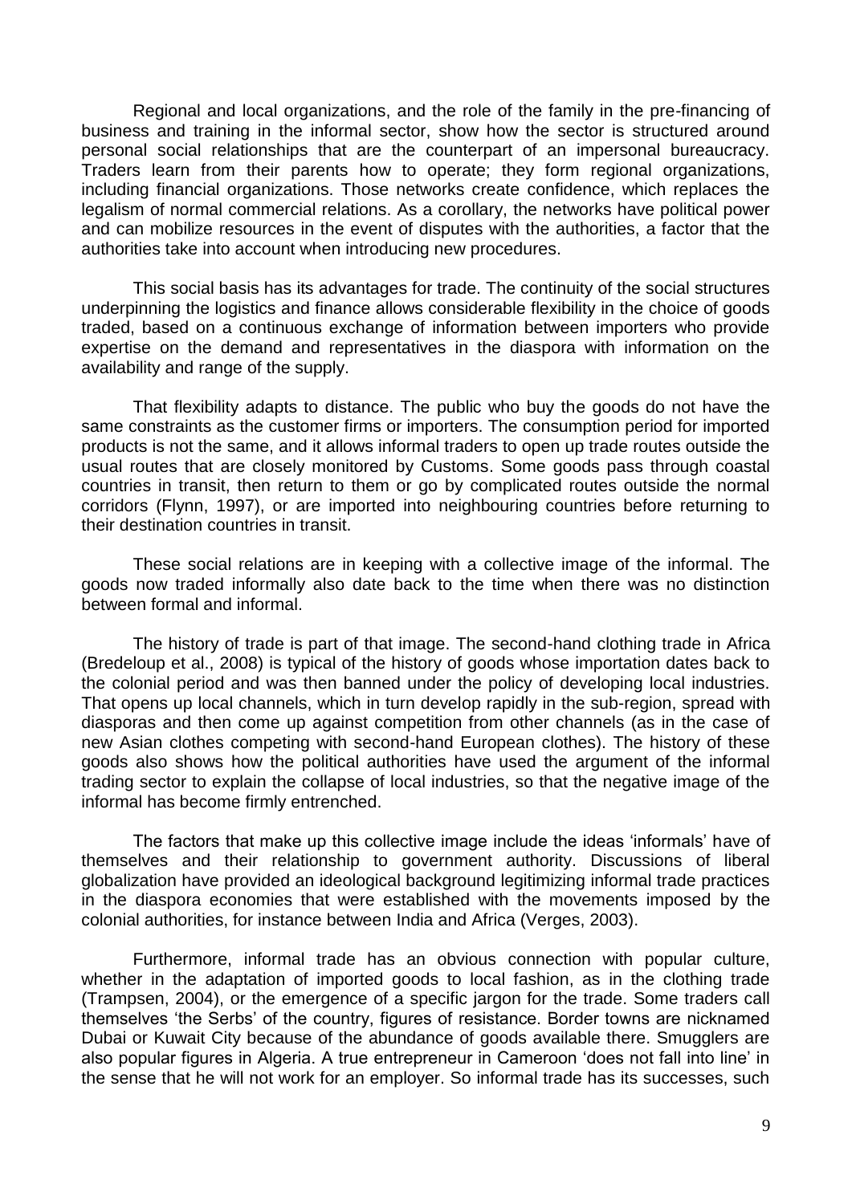Regional and local organizations, and the role of the family in the pre-financing of business and training in the informal sector, show how the sector is structured around personal social relationships that are the counterpart of an impersonal bureaucracy. Traders learn from their parents how to operate; they form regional organizations, including financial organizations. Those networks create confidence, which replaces the legalism of normal commercial relations. As a corollary, the networks have political power and can mobilize resources in the event of disputes with the authorities, a factor that the authorities take into account when introducing new procedures.

This social basis has its advantages for trade. The continuity of the social structures underpinning the logistics and finance allows considerable flexibility in the choice of goods traded, based on a continuous exchange of information between importers who provide expertise on the demand and representatives in the diaspora with information on the availability and range of the supply.

That flexibility adapts to distance. The public who buy the goods do not have the same constraints as the customer firms or importers. The consumption period for imported products is not the same, and it allows informal traders to open up trade routes outside the usual routes that are closely monitored by Customs. Some goods pass through coastal countries in transit, then return to them or go by complicated routes outside the normal corridors (Flynn, 1997), or are imported into neighbouring countries before returning to their destination countries in transit.

These social relations are in keeping with a collective image of the informal. The goods now traded informally also date back to the time when there was no distinction between formal and informal.

The history of trade is part of that image. The second-hand clothing trade in Africa (Bredeloup et al., 2008) is typical of the history of goods whose importation dates back to the colonial period and was then banned under the policy of developing local industries. That opens up local channels, which in turn develop rapidly in the sub-region, spread with diasporas and then come up against competition from other channels (as in the case of new Asian clothes competing with second-hand European clothes). The history of these goods also shows how the political authorities have used the argument of the informal trading sector to explain the collapse of local industries, so that the negative image of the informal has become firmly entrenched.

The factors that make up this collective image include the ideas 'informals' have of themselves and their relationship to government authority. Discussions of liberal globalization have provided an ideological background legitimizing informal trade practices in the diaspora economies that were established with the movements imposed by the colonial authorities, for instance between India and Africa (Verges, 2003).

Furthermore, informal trade has an obvious connection with popular culture, whether in the adaptation of imported goods to local fashion, as in the clothing trade (Trampsen, 2004), or the emergence of a specific jargon for the trade. Some traders call themselves 'the Serbs' of the country, figures of resistance. Border towns are nicknamed Dubai or Kuwait City because of the abundance of goods available there. Smugglers are also popular figures in Algeria. A true entrepreneur in Cameroon 'does not fall into line' in the sense that he will not work for an employer. So informal trade has its successes, such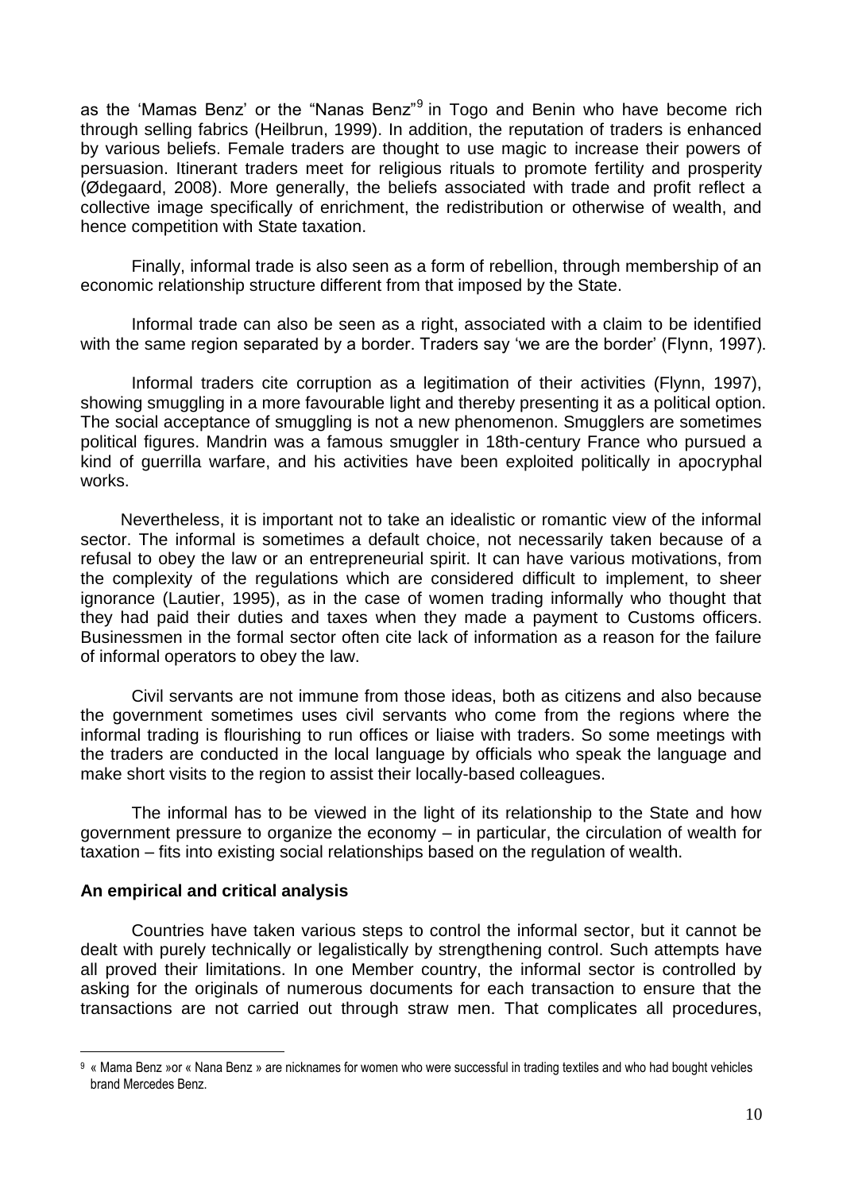as the 'Mamas Benz' or the "Nanas Benz"[9] in Togo and Benin who have become rich through selling fabrics (Heilbrun, 1999). In addition, the reputation of traders is enhanced by various beliefs. Female traders are thought to use magic to increase their powers of persuasion. Itinerant traders meet for religious rituals to promote fertility and prosperity (Ødegaard, 2008). More generally, the beliefs associated with trade and profit reflect a collective image specifically of enrichment, the redistribution or otherwise of wealth, and hence competition with State taxation.

Finally, informal trade is also seen as a form of rebellion, through membership of an economic relationship structure different from that imposed by the State.

Informal trade can also be seen as a right, associated with a claim to be identified with the same region separated by a border. Traders say 'we are the border' (Flynn, 1997).

Informal traders cite corruption as a legitimation of their activities (Flynn, 1997), showing smuggling in a more favourable light and thereby presenting it as a political option. The social acceptance of smuggling is not a new phenomenon. Smugglers are sometimes political figures. Mandrin was a famous smuggler in 18th-century France who pursued a kind of guerrilla warfare, and his activities have been exploited politically in apocryphal works.

Nevertheless, it is important not to take an idealistic or romantic view of the informal sector. The informal is sometimes a default choice, not necessarily taken because of a refusal to obey the law or an entrepreneurial spirit. It can have various motivations, from the complexity of the regulations which are considered difficult to implement, to sheer ignorance (Lautier, 1995), as in the case of women trading informally who thought that they had paid their duties and taxes when they made a payment to Customs officers. Businessmen in the formal sector often cite lack of information as a reason for the failure of informal operators to obey the law.

Civil servants are not immune from those ideas, both as citizens and also because the government sometimes uses civil servants who come from the regions where the informal trading is flourishing to run offices or liaise with traders. So some meetings with the traders are conducted in the local language by officials who speak the language and make short visits to the region to assist their locally-based colleagues.

The informal has to be viewed in the light of its relationship to the State and how government pressure to organize the economy – in particular, the circulation of wealth for taxation – fits into existing social relationships based on the regulation of wealth.

**An empirical and critical analysis**

Countries have taken various steps to control the informal sector, but it cannot be dealt with purely technically or legalistically by strengthening control. Such attempts have all proved their limitations. In one Member country, the informal sector is controlled by asking for the originals of numerous documents for each transaction to ensure that the transactions are not carried out through straw men. That complicates all procedures,

[9] « Mama Benz »or « Nana Benz » are nicknames for women who were successful in trading textiles and who had bought vehicles brand Mercedes Benz.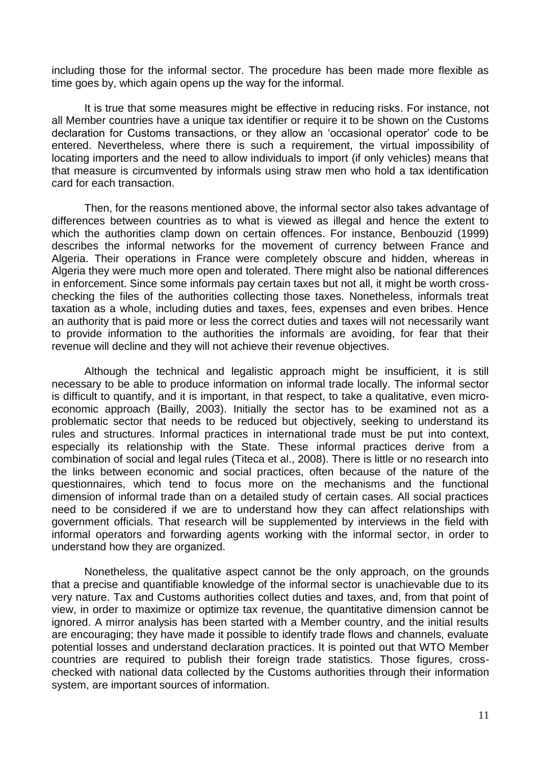including those for the informal sector. The procedure has been made more flexible as time goes by, which again opens up the way for the informal.

It is true that some measures might be effective in reducing risks. For instance, not all Member countries have a unique tax identifier or require it to be shown on the Customs declaration for Customs transactions, or they allow an 'occasional operator' code to be entered. Nevertheless, where there is such a requirement, the virtual impossibility of locating importers and the need to allow individuals to import (if only vehicles) means that that measure is circumvented by informals using straw men who hold a tax identification card for each transaction.

Then, for the reasons mentioned above, the informal sector also takes advantage of differences between countries as to what is viewed as illegal and hence the extent to which the authorities clamp down on certain offences. For instance, Benbouzid (1999) describes the informal networks for the movement of currency between France and Algeria. Their operations in France were completely obscure and hidden, whereas in Algeria they were much more open and tolerated. There might also be national differences in enforcement. Since some informals pay certain taxes but not all, it might be worth cross-checking the files of the authorities collecting those taxes. Nonetheless, informals treat taxation as a whole, including duties and taxes, fees, expenses and even bribes. Hence an authority that is paid more or less the correct duties and taxes will not necessarily want to provide information to the authorities the informals are avoiding, for fear that their revenue will decline and they will not achieve their revenue objectives.

Although the technical and legalistic approach might be insufficient, it is still necessary to be able to produce information on informal trade locally. The informal sector is difficult to quantify, and it is important, in that respect, to take a qualitative, even micro-economic approach (Bailly, 2003). Initially the sector has to be examined not as a problematic sector that needs to be reduced but objectively, seeking to understand its rules and structures. Informal practices in international trade must be put into context, especially its relationship with the State. These informal practices derive from a combination of social and legal rules (Titeca et al., 2008). There is little or no research into the links between economic and social practices, often because of the nature of the questionnaires, which tend to focus more on the mechanisms and the functional dimension of informal trade than on a detailed study of certain cases. All social practices need to be considered if we are to understand how they can affect relationships with government officials. That research will be supplemented by interviews in the field with informal operators and forwarding agents working with the informal sector, in order to understand how they are organized.

Nonetheless, the qualitative aspect cannot be the only approach, on the grounds that a precise and quantifiable knowledge of the informal sector is unachievable due to its very nature. Tax and Customs authorities collect duties and taxes, and, from that point of view, in order to maximize or optimize tax revenue, the quantitative dimension cannot be ignored. A mirror analysis has been started with a Member country, and the initial results are encouraging; they have made it possible to identify trade flows and channels, evaluate potential losses and understand declaration practices. It is pointed out that WTO Member countries are required to publish their foreign trade statistics. Those figures, cross-checked with national data collected by the Customs authorities through their information system, are important sources of information.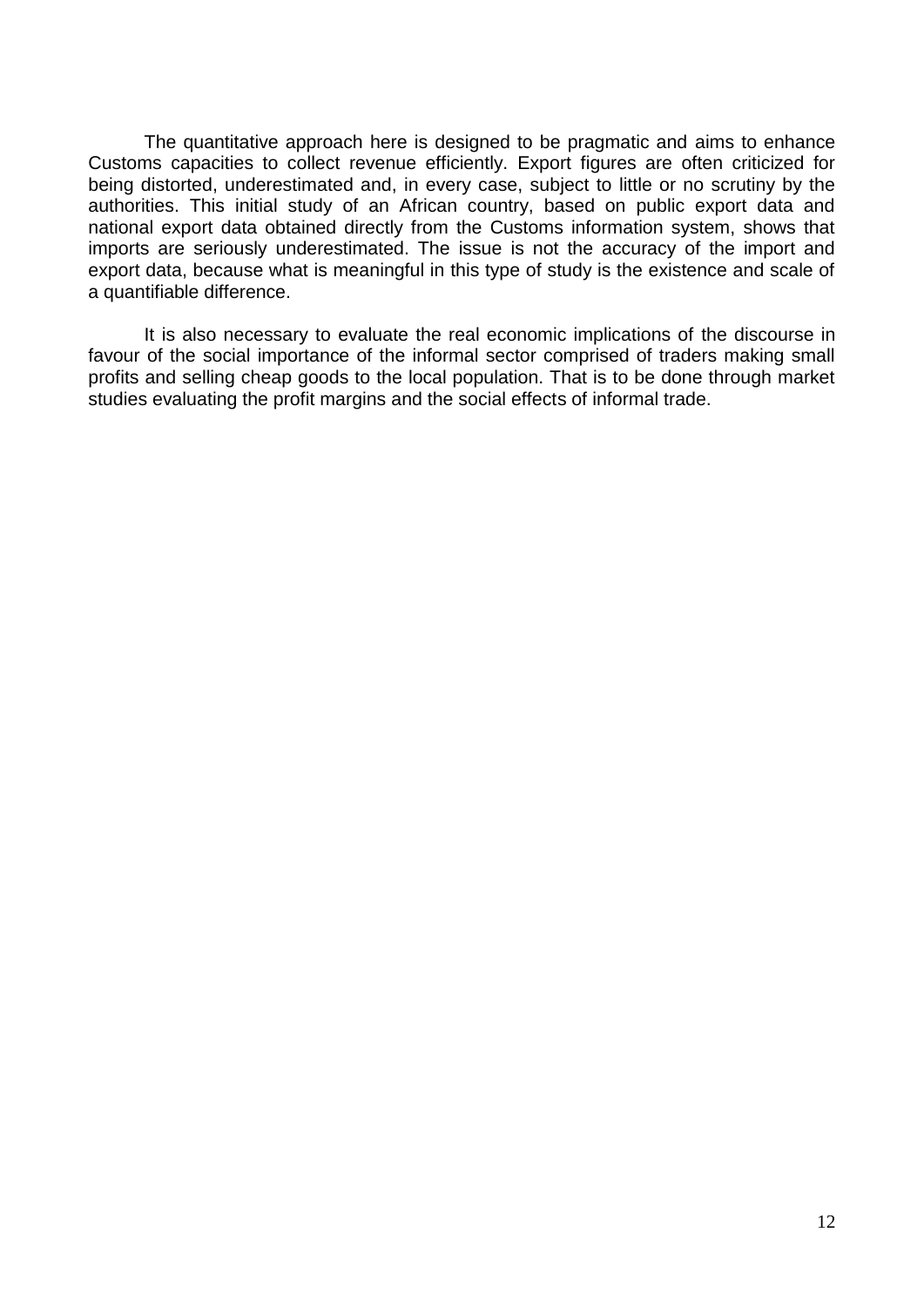The quantitative approach here is designed to be pragmatic and aims to enhance Customs capacities to collect revenue efficiently. Export figures are often criticized for being distorted, underestimated and, in every case, subject to little or no scrutiny by the authorities. This initial study of an African country, based on public export data and national export data obtained directly from the Customs information system, shows that imports are seriously underestimated. The issue is not the accuracy of the import and export data, because what is meaningful in this type of study is the existence and scale of a quantifiable difference.

It is also necessary to evaluate the real economic implications of the discourse in favour of the social importance of the informal sector comprised of traders making small profits and selling cheap goods to the local population. That is to be done through market studies evaluating the profit margins and the social effects of informal trade.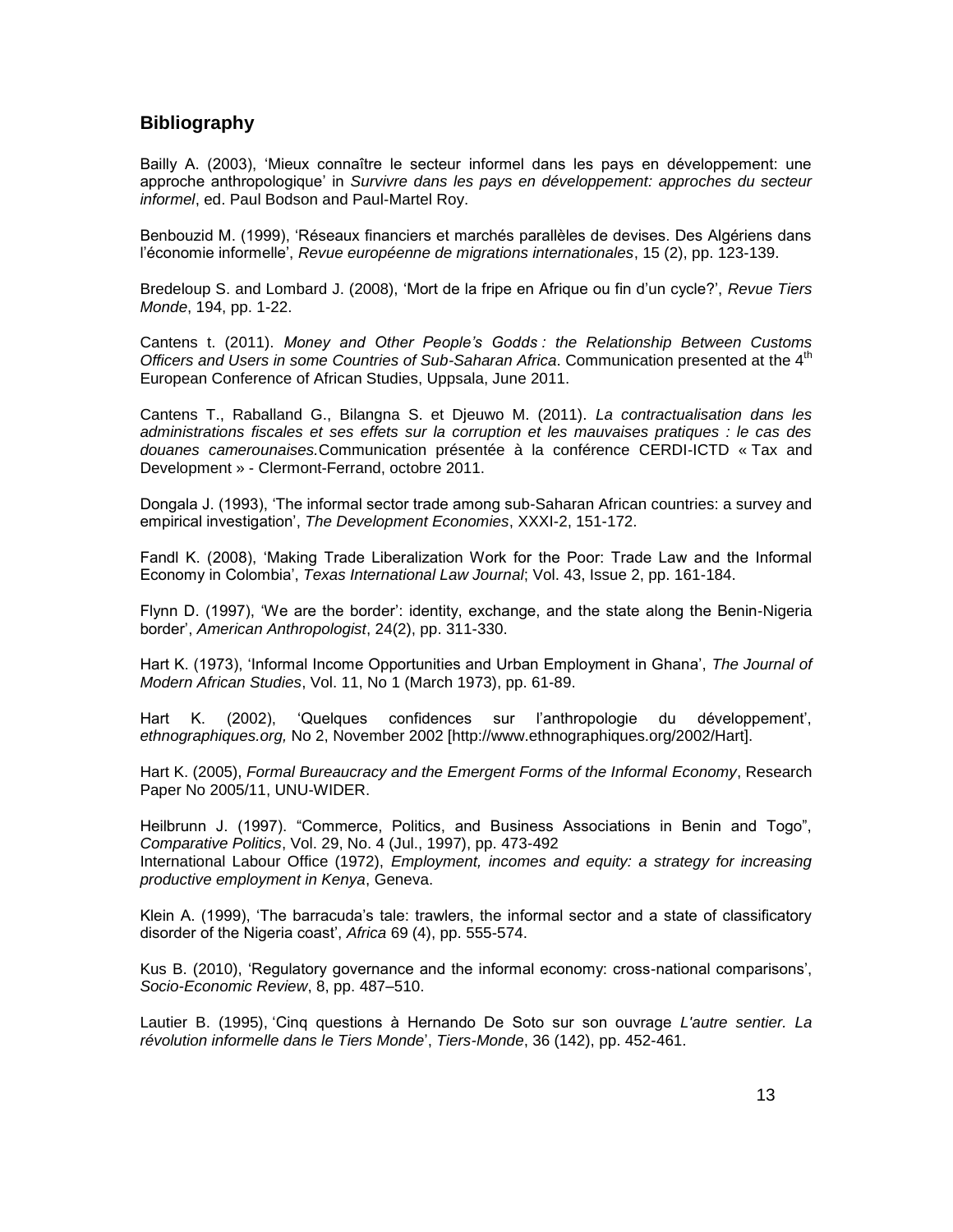## Bibliography

Bailly A. (2003), 'Mieux connaître le secteur informel dans les pays en développement: une approche anthropologique' in *Survivre dans les pays en développement: approches du secteur informel*, ed. Paul Bodson and Paul-Martel Roy.

Benbouzid M. (1999), 'Réseaux financiers et marchés parallèles de devises. Des Algériens dans l'économie informelle', *Revue européenne de migrations internationales*, 15 (2), pp. 123-139.

Bredeloup S. and Lombard J. (2008), 'Mort de la fripe en Afrique ou fin d'un cycle?', *Revue Tiers Monde*, 194, pp. 1-22.

Cantens t. (2011). *Money and Other People's Godds : the Relationship Between Customs Officers and Users in some Countries of Sub-Saharan Africa*. Communication presented at the 4th European Conference of African Studies, Uppsala, June 2011.

Cantens T., Raballand G., Bilangna S. et Djeuwo M. (2011). *La contractualisation dans les administrations fiscales et ses effets sur la corruption et les mauvaises pratiques : le cas des douanes camerounaises.*Communication présentée à la conférence CERDI-ICTD « Tax and Development » - Clermont-Ferrand, octobre 2011.

Dongala J. (1993), 'The informal sector trade among sub-Saharan African countries: a survey and empirical investigation', *The Development Economies*, XXXI-2, 151-172.

Fandl K. (2008), 'Making Trade Liberalization Work for the Poor: Trade Law and the Informal Economy in Colombia', *Texas International Law Journal*; Vol. 43, Issue 2, pp. 161-184.

Flynn D. (1997), 'We are the border': identity, exchange, and the state along the Benin-Nigeria border', *American Anthropologist*, 24(2), pp. 311-330.

Hart K. (1973), 'Informal Income Opportunities and Urban Employment in Ghana', *The Journal of Modern African Studies*, Vol. 11, No 1 (March 1973), pp. 61-89.

Hart K. (2002), 'Quelques confidences sur l'anthropologie du développement', *ethnographiques.org,* No 2, November 2002 [http://www.ethnographiques.org/2002/Hart].

Hart K. (2005), *Formal Bureaucracy and the Emergent Forms of the Informal Economy*, Research Paper No 2005/11, UNU-WIDER.

Heilbrunn J. (1997). "Commerce, Politics, and Business Associations in Benin and Togo", *Comparative Politics*, Vol. 29, No. 4 (Jul., 1997), pp. 473-492
International Labour Office (1972), *Employment, incomes and equity: a strategy for increasing productive employment in Kenya*, Geneva.

Klein A. (1999), 'The barracuda's tale: trawlers, the informal sector and a state of classificatory disorder of the Nigeria coast', *Africa* 69 (4), pp. 555-574.

Kus B. (2010), 'Regulatory governance and the informal economy: cross-national comparisons', *Socio-Economic Review*, 8, pp. 487–510.

Lautier B. (1995), 'Cinq questions à Hernando De Soto sur son ouvrage *L'autre sentier. La révolution informelle dans le Tiers Monde*', *Tiers-Monde*, 36 (142), pp. 452-461.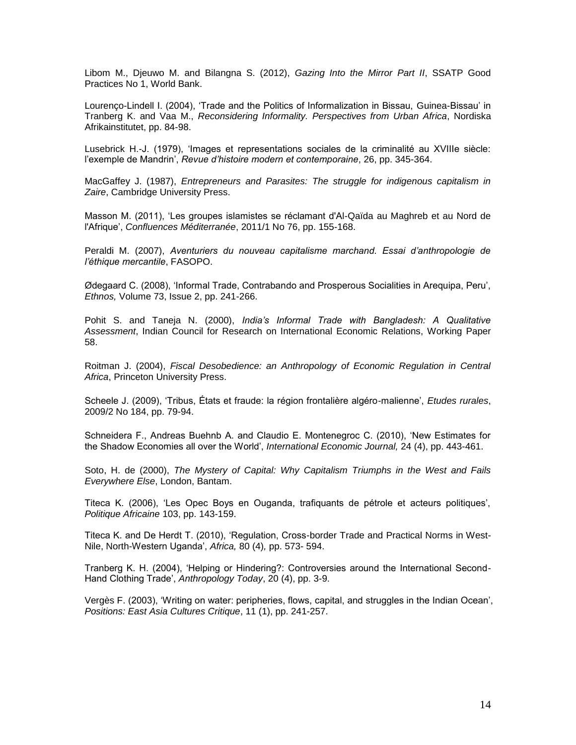Libom M., Djeuwo M. and Bilangna S. (2012), *Gazing Into the Mirror Part II*, SSATP Good Practices No 1, World Bank.

Lourenço-Lindell I. (2004), 'Trade and the Politics of Informalization in Bissau, Guinea-Bissau' in Tranberg K. and Vaa M., *Reconsidering Informality. Perspectives from Urban Africa*, Nordiska Afrikainstitutet, pp. 84-98.

Lusebrick H.-J. (1979), 'Images et representations sociales de la criminalité au XVIIIe siècle: l'exemple de Mandrin', *Revue d'histoire modern et contemporaine*, 26, pp. 345-364.

MacGaffey J. (1987), *Entrepreneurs and Parasites: The struggle for indigenous capitalism in Zaire*, Cambridge University Press.

Masson M. (2011), 'Les groupes islamistes se réclamant d'Al-Qaïda au Maghreb et au Nord de l'Afrique', *Confluences Méditerranée*, 2011/1 No 76, pp. 155-168.

Peraldi M. (2007), *Aventuriers du nouveau capitalisme marchand. Essai d'anthropologie de l'éthique mercantile*, FASOPO.

Ødegaard C. (2008), 'Informal Trade, Contrabando and Prosperous Socialities in Arequipa, Peru', *Ethnos,* Volume 73, Issue 2, pp. 241-266.

Pohit S. and Taneja N. (2000), *India's Informal Trade with Bangladesh: A Qualitative Assessment*, Indian Council for Research on International Economic Relations, Working Paper 58.

Roitman J. (2004), *Fiscal Desobedience: an Anthropology of Economic Regulation in Central Africa*, Princeton University Press.

Scheele J. (2009), 'Tribus, États et fraude: la région frontalière algéro-malienne', *Etudes rurales*, 2009/2 No 184, pp. 79-94.

Schneidera F., Andreas Buehnb A. and Claudio E. Montenegroc C. (2010), 'New Estimates for the Shadow Economies all over the World', *International Economic Journal,* 24 (4), pp. 443-461.

Soto, H. de (2000), *The Mystery of Capital: Why Capitalism Triumphs in the West and Fails Everywhere Else*, London, Bantam.

Titeca K. (2006), 'Les Opec Boys en Ouganda, trafiquants de pétrole et acteurs politiques', *Politique Africaine* 103, pp. 143-159.

Titeca K. and De Herdt T. (2010), 'Regulation, Cross-border Trade and Practical Norms in West-Nile, North-Western Uganda', *Africa,* 80 (4)*,* pp. 573- 594.

Tranberg K. H. (2004), 'Helping or Hindering?: Controversies around the International Second-Hand Clothing Trade', *Anthropology Today*, 20 (4), pp. 3-9.

Vergès F. (2003), 'Writing on water: peripheries, flows, capital, and struggles in the Indian Ocean', *Positions: East Asia Cultures Critique*, 11 (1), pp. 241-257.